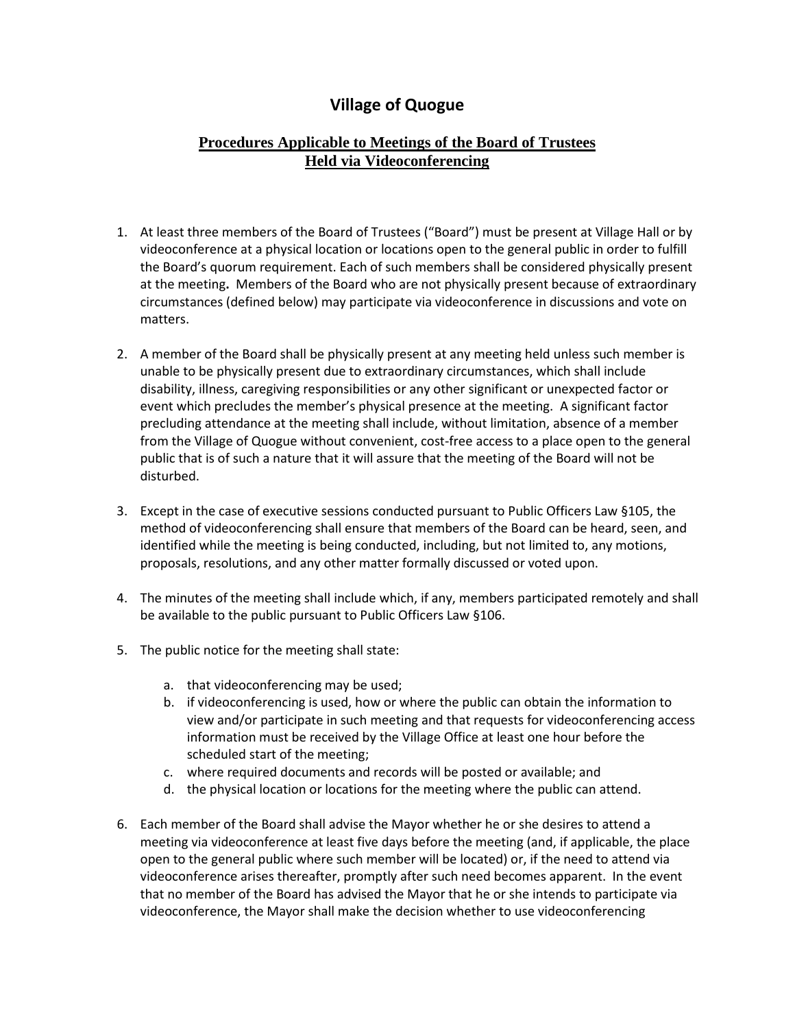# Village of Quogue

## Procedures Applicable to Meetings of the Board of Trustees Held via Videoconferencing

1. At least three members of the Board of Trustees ("Board") must be present at Village Hall or by videoconference at a physical location or locations open to the general public in order to fulfill the Board's quorum requirement. Each of such members shall be considered physically present at the meeting**.** Members of the Board who are not physically present because of extraordinary circumstances (defined below) may participate via videoconference in discussions and vote on matters.

2. A member of the Board shall be physically present at any meeting held unless such member is unable to be physically present due to extraordinary circumstances, which shall include disability, illness, caregiving responsibilities or any other significant or unexpected factor or event which precludes the member's physical presence at the meeting. A significant factor precluding attendance at the meeting shall include, without limitation, absence of a member from the Village of Quogue without convenient, cost-free access to a place open to the general public that is of such a nature that it will assure that the meeting of the Board will not be disturbed.

3. Except in the case of executive sessions conducted pursuant to Public Officers Law §105, the method of videoconferencing shall ensure that members of the Board can be heard, seen, and identified while the meeting is being conducted, including, but not limited to, any motions, proposals, resolutions, and any other matter formally discussed or voted upon.

4. The minutes of the meeting shall include which, if any, members participated remotely and shall be available to the public pursuant to Public Officers Law §106.

5. The public notice for the meeting shall state:

   a. that videoconferencing may be used;
   b. if videoconferencing is used, how or where the public can obtain the information to view and/or participate in such meeting and that requests for videoconferencing access information must be received by the Village Office at least one hour before the scheduled start of the meeting;
   c. where required documents and records will be posted or available; and
   d. the physical location or locations for the meeting where the public can attend.

6. Each member of the Board shall advise the Mayor whether he or she desires to attend a meeting via videoconference at least five days before the meeting (and, if applicable, the place open to the general public where such member will be located) or, if the need to attend via videoconference arises thereafter, promptly after such need becomes apparent. In the event that no member of the Board has advised the Mayor that he or she intends to participate via videoconference, the Mayor shall make the decision whether to use videoconferencing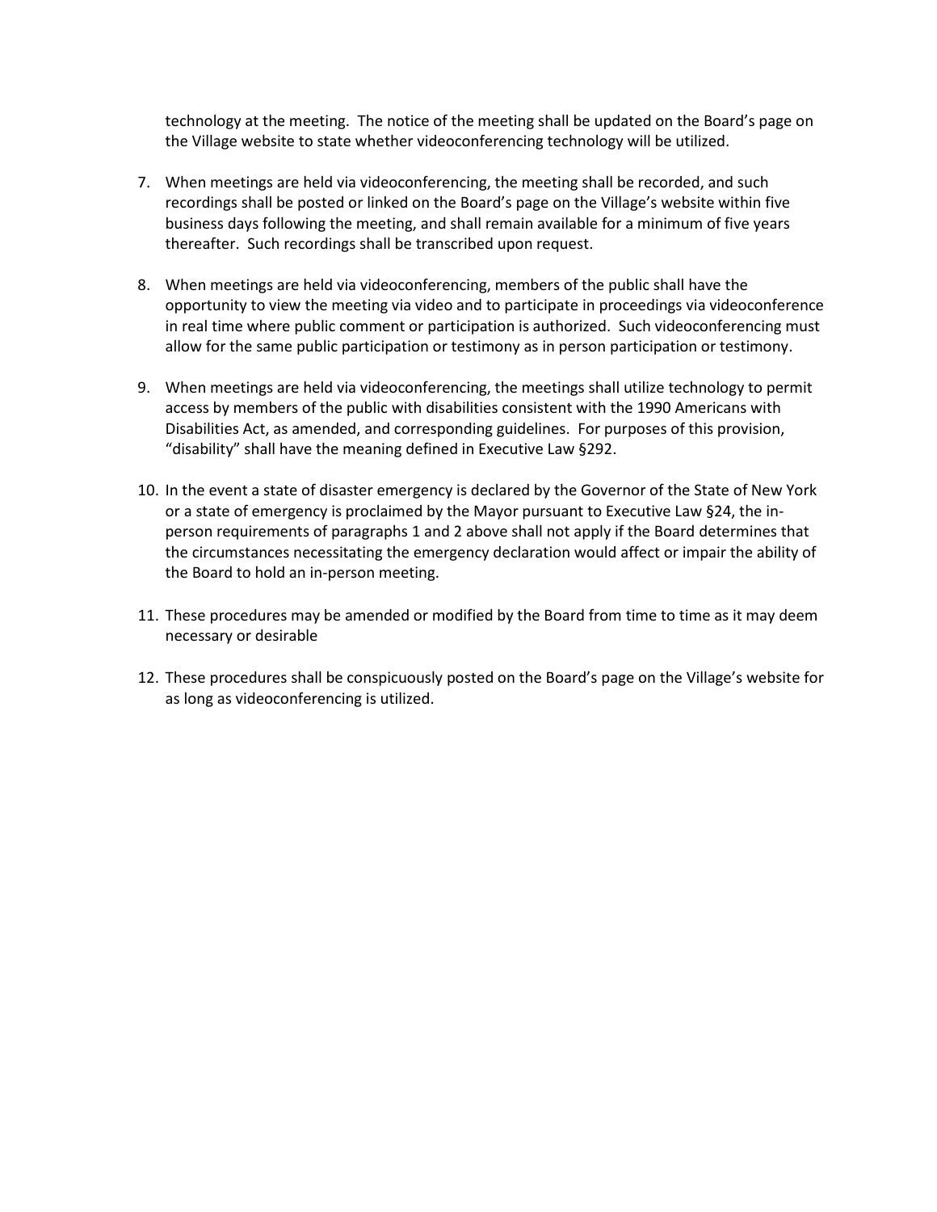technology at the meeting. The notice of the meeting shall be updated on the Board's page on the Village website to state whether videoconferencing technology will be utilized.

7. When meetings are held via videoconferencing, the meeting shall be recorded, and such recordings shall be posted or linked on the Board's page on the Village's website within five business days following the meeting, and shall remain available for a minimum of five years thereafter. Such recordings shall be transcribed upon request.

8. When meetings are held via videoconferencing, members of the public shall have the opportunity to view the meeting via video and to participate in proceedings via videoconference in real time where public comment or participation is authorized. Such videoconferencing must allow for the same public participation or testimony as in person participation or testimony.

9. When meetings are held via videoconferencing, the meetings shall utilize technology to permit access by members of the public with disabilities consistent with the 1990 Americans with Disabilities Act, as amended, and corresponding guidelines. For purposes of this provision, "disability" shall have the meaning defined in Executive Law §292.

10. In the event a state of disaster emergency is declared by the Governor of the State of New York or a state of emergency is proclaimed by the Mayor pursuant to Executive Law §24, the in-person requirements of paragraphs 1 and 2 above shall not apply if the Board determines that the circumstances necessitating the emergency declaration would affect or impair the ability of the Board to hold an in-person meeting.

11. These procedures may be amended or modified by the Board from time to time as it may deem necessary or desirable

12. These procedures shall be conspicuously posted on the Board's page on the Village's website for as long as videoconferencing is utilized.